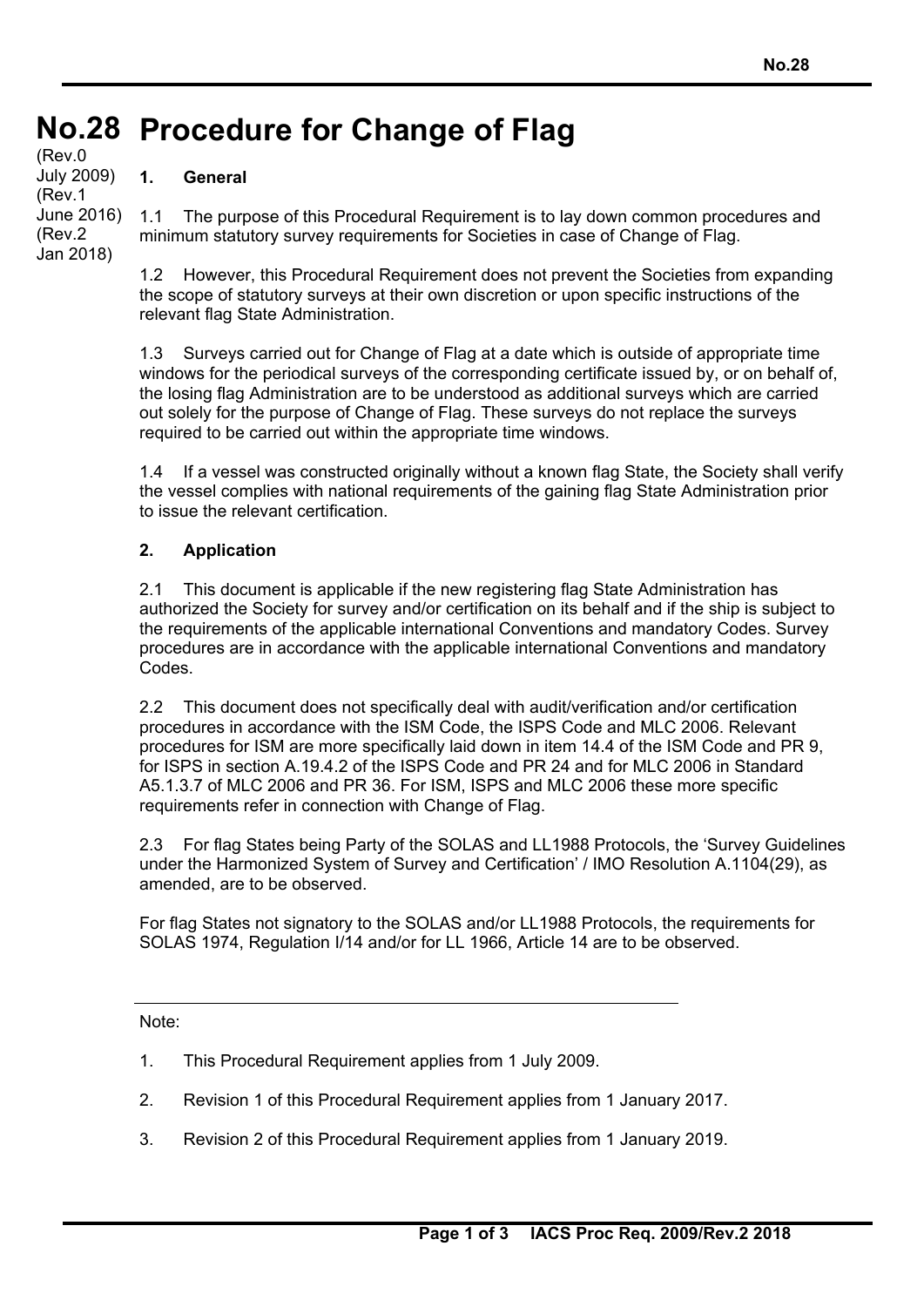# No.28 Procedure for Change of Flag

(Rev.0 July 2009)
(Rev.1 June 2016)
(Rev.2 Jan 2018)

## 1. General

1.1 The purpose of this Procedural Requirement is to lay down common procedures and minimum statutory survey requirements for Societies in case of Change of Flag.

1.2 However, this Procedural Requirement does not prevent the Societies from expanding the scope of statutory surveys at their own discretion or upon specific instructions of the relevant flag State Administration.

1.3 Surveys carried out for Change of Flag at a date which is outside of appropriate time windows for the periodical surveys of the corresponding certificate issued by, or on behalf of, the losing flag Administration are to be understood as additional surveys which are carried out solely for the purpose of Change of Flag. These surveys do not replace the surveys required to be carried out within the appropriate time windows.

1.4 If a vessel was constructed originally without a known flag State, the Society shall verify the vessel complies with national requirements of the gaining flag State Administration prior to issue the relevant certification.

## 2. Application

2.1 This document is applicable if the new registering flag State Administration has authorized the Society for survey and/or certification on its behalf and if the ship is subject to the requirements of the applicable international Conventions and mandatory Codes. Survey procedures are in accordance with the applicable international Conventions and mandatory Codes.

2.2 This document does not specifically deal with audit/verification and/or certification procedures in accordance with the ISM Code, the ISPS Code and MLC 2006. Relevant procedures for ISM are more specifically laid down in item 14.4 of the ISM Code and PR 9, for ISPS in section A.19.4.2 of the ISPS Code and PR 24 and for MLC 2006 in Standard A5.1.3.7 of MLC 2006 and PR 36. For ISM, ISPS and MLC 2006 these more specific requirements refer in connection with Change of Flag.

2.3 For flag States being Party of the SOLAS and LL1988 Protocols, the 'Survey Guidelines under the Harmonized System of Survey and Certification' / IMO Resolution A.1104(29), as amended, are to be observed.

For flag States not signatory to the SOLAS and/or LL1988 Protocols, the requirements for SOLAS 1974, Regulation I/14 and/or for LL 1966, Article 14 are to be observed.

---

Note:

1. This Procedural Requirement applies from 1 July 2009.
2. Revision 1 of this Procedural Requirement applies from 1 January 2017.
3. Revision 2 of this Procedural Requirement applies from 1 January 2019.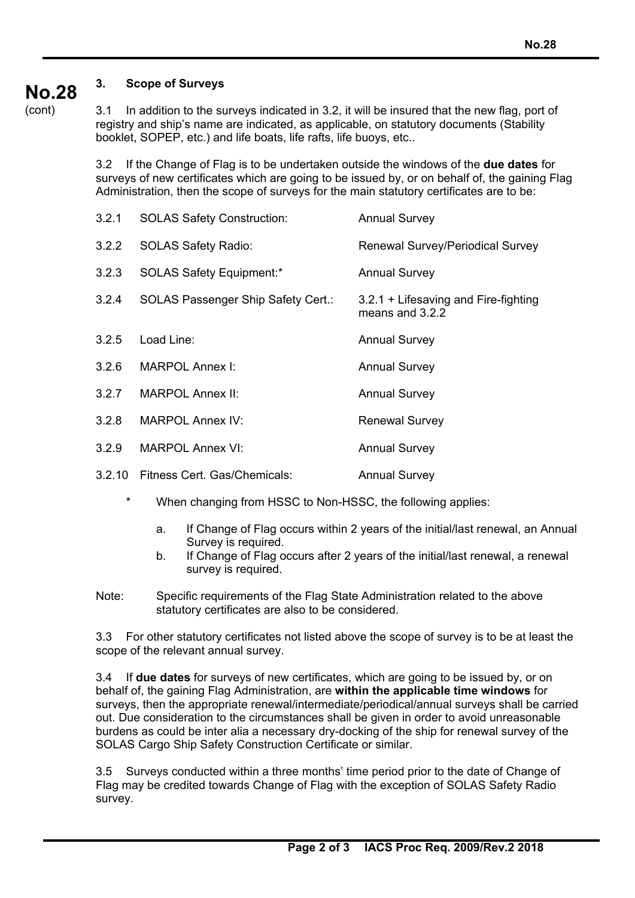## 3. Scope of Surveys

3.1 In addition to the surveys indicated in 3.2, it will be insured that the new flag, port of registry and ship's name are indicated, as applicable, on statutory documents (Stability booklet, SOPEP, etc.) and life boats, life rafts, life buoys, etc..

3.2 If the Change of Flag is to be undertaken outside the windows of the **due dates** for surveys of new certificates which are going to be issued by, or on behalf of, the gaining Flag Administration, then the scope of surveys for the main statutory certificates are to be:

| | | |
|---|---|---|
| 3.2.1 | SOLAS Safety Construction: | Annual Survey |
| 3.2.2 | SOLAS Safety Radio: | Renewal Survey/Periodical Survey |
| 3.2.3 | SOLAS Safety Equipment:* | Annual Survey |
| 3.2.4 | SOLAS Passenger Ship Safety Cert.: | 3.2.1 + Lifesaving and Fire-fighting means and 3.2.2 |
| 3.2.5 | Load Line: | Annual Survey |
| 3.2.6 | MARPOL Annex I: | Annual Survey |
| 3.2.7 | MARPOL Annex II: | Annual Survey |
| 3.2.8 | MARPOL Annex IV: | Renewal Survey |
| 3.2.9 | MARPOL Annex VI: | Annual Survey |
| 3.2.10 | Fitness Cert. Gas/Chemicals: | Annual Survey |

\* When changing from HSSC to Non-HSSC, the following applies:

a. If Change of Flag occurs within 2 years of the initial/last renewal, an Annual Survey is required.

b. If Change of Flag occurs after 2 years of the initial/last renewal, a renewal survey is required.

Note: Specific requirements of the Flag State Administration related to the above statutory certificates are also to be considered.

3.3 For other statutory certificates not listed above the scope of survey is to be at least the scope of the relevant annual survey.

3.4 If **due dates** for surveys of new certificates, which are going to be issued by, or on behalf of, the gaining Flag Administration, are **within the applicable time windows** for surveys, then the appropriate renewal/intermediate/periodical/annual surveys shall be carried out. Due consideration to the circumstances shall be given in order to avoid unreasonable burdens as could be inter alia a necessary dry-docking of the ship for renewal survey of the SOLAS Cargo Ship Safety Construction Certificate or similar.

3.5 Surveys conducted within a three months' time period prior to the date of Change of Flag may be credited towards Change of Flag with the exception of SOLAS Safety Radio survey.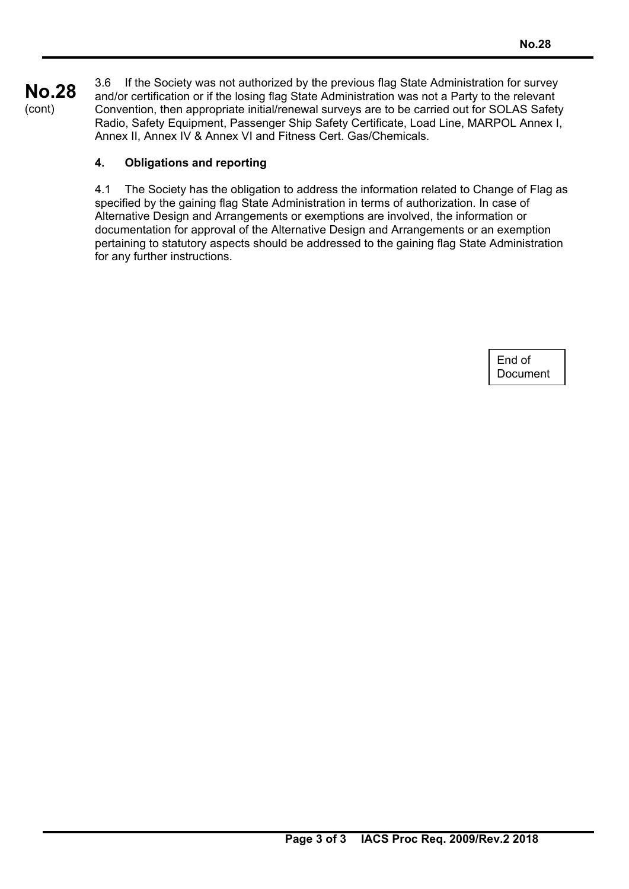3.6 If the Society was not authorized by the previous flag State Administration for survey and/or certification or if the losing flag State Administration was not a Party to the relevant Convention, then appropriate initial/renewal surveys are to be carried out for SOLAS Safety Radio, Safety Equipment, Passenger Ship Safety Certificate, Load Line, MARPOL Annex I, Annex II, Annex IV & Annex VI and Fitness Cert. Gas/Chemicals.

## 4. Obligations and reporting

4.1 The Society has the obligation to address the information related to Change of Flag as specified by the gaining flag State Administration in terms of authorization. In case of Alternative Design and Arrangements or exemptions are involved, the information or documentation for approval of the Alternative Design and Arrangements or an exemption pertaining to statutory aspects should be addressed to the gaining flag State Administration for any further instructions.

End of Document